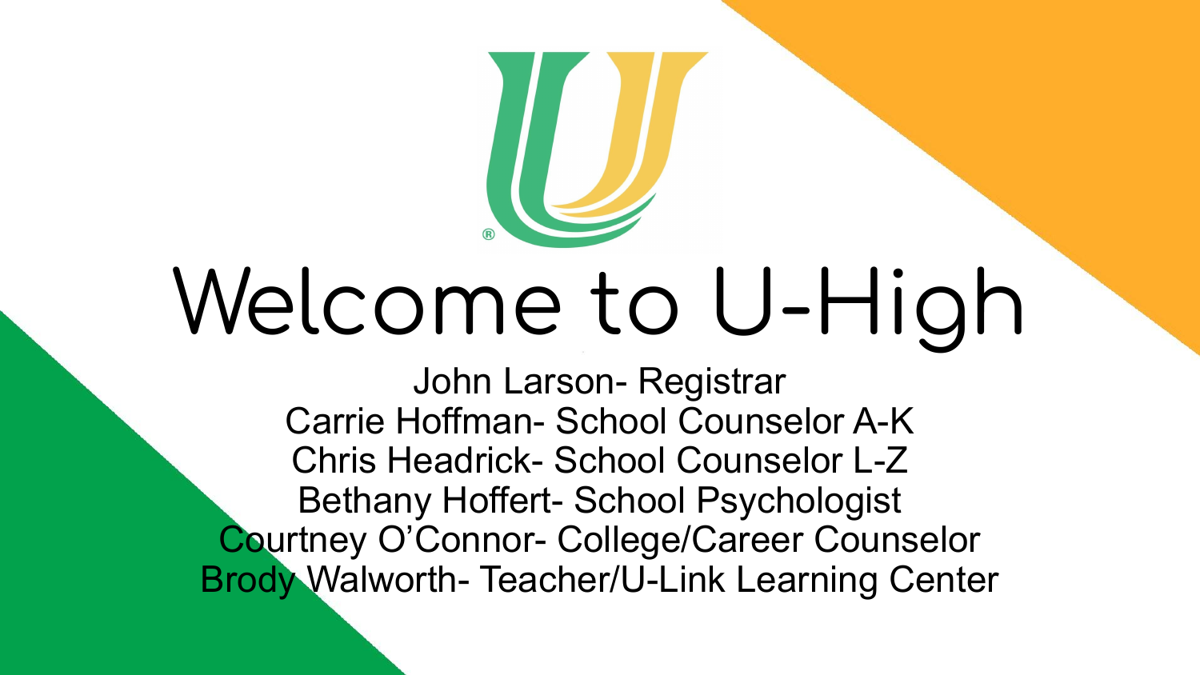# Welcome to U-High

John Larson- Registrar
Carrie Hoffman- School Counselor A-K
Chris Headrick- School Counselor L-Z
Bethany Hoffert- School Psychologist
Courtney O'Connor- College/Career Counselor
Brody Walworth- Teacher/U-Link Learning Center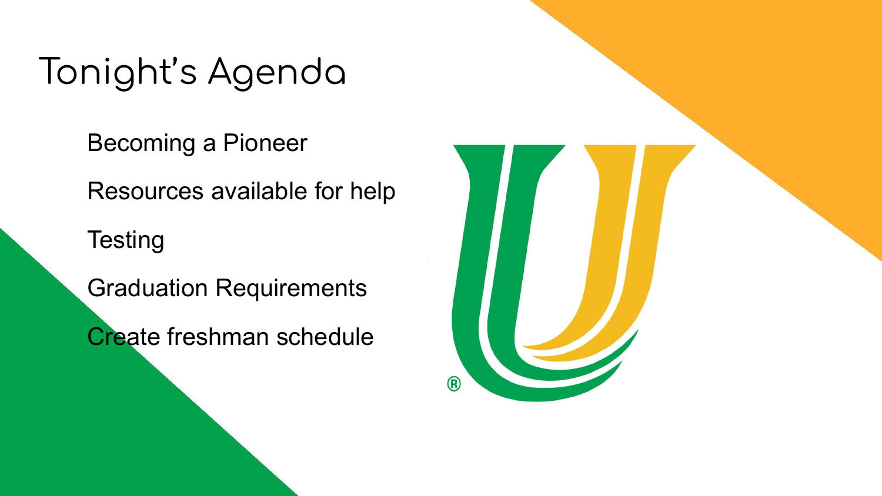# Tonight's Agenda

- Becoming a Pioneer
- Resources available for help
- Testing
- Graduation Requirements
- Create freshman schedule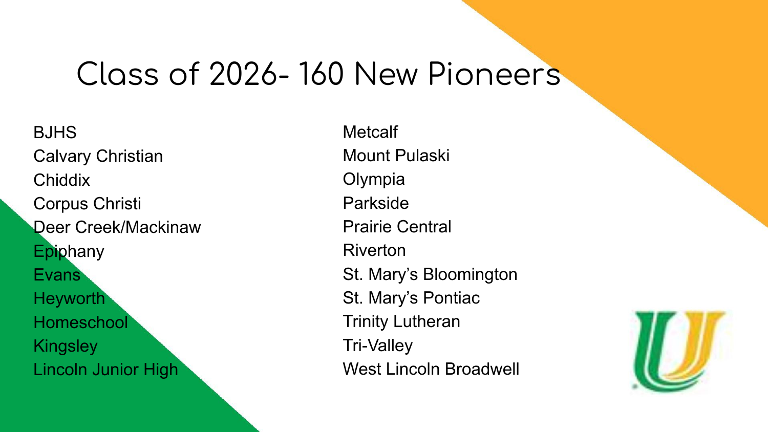# Class of 2026- 160 New Pioneers

- BJHS
- Calvary Christian
- Chiddix
- Corpus Christi
- Deer Creek/Mackinaw
- Epiphany
- Evans
- Heyworth
- Homeschool
- Kingsley
- Lincoln Junior High
- Metcalf
- Mount Pulaski
- Olympia
- Parkside
- Prairie Central
- Riverton
- St. Mary's Bloomington
- St. Mary's Pontiac
- Trinity Lutheran
- Tri-Valley
- West Lincoln Broadwell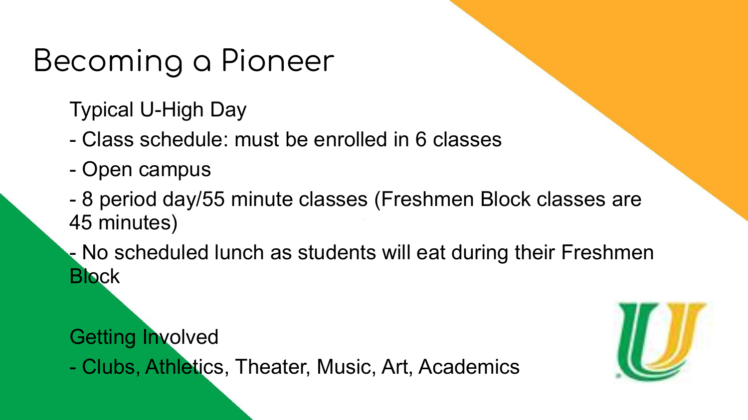# Becoming a Pioneer

Typical U-High Day

- Class schedule: must be enrolled in 6 classes
- Open campus
- 8 period day/55 minute classes (Freshmen Block classes are 45 minutes)
- No scheduled lunch as students will eat during their Freshmen Block

Getting Involved

- Clubs, Athletics, Theater, Music, Art, Academics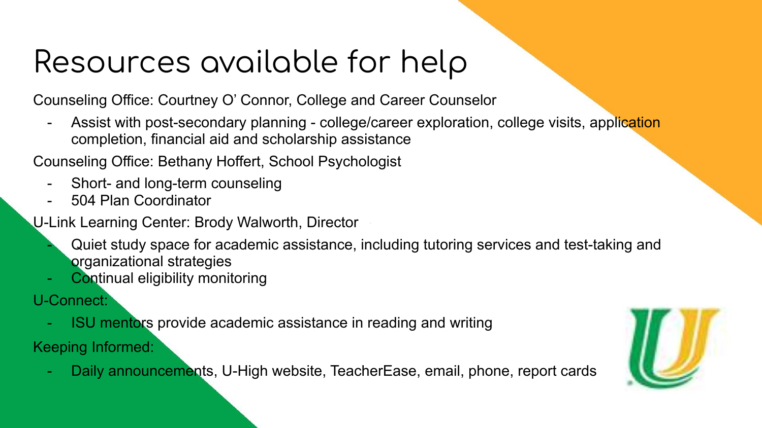# Resources available for help

Counseling Office: Courtney O' Connor, College and Career Counselor

- Assist with post-secondary planning - college/career exploration, college visits, application completion, financial aid and scholarship assistance

Counseling Office: Bethany Hoffert, School Psychologist

- Short- and long-term counseling
- 504 Plan Coordinator

U-Link Learning Center: Brody Walworth, Director

- Quiet study space for academic assistance, including tutoring services and test-taking and organizational strategies
- Continual eligibility monitoring

U-Connect:

- ISU mentors provide academic assistance in reading and writing

Keeping Informed:

- Daily announcements, U-High website, TeacherEase, email, phone, report cards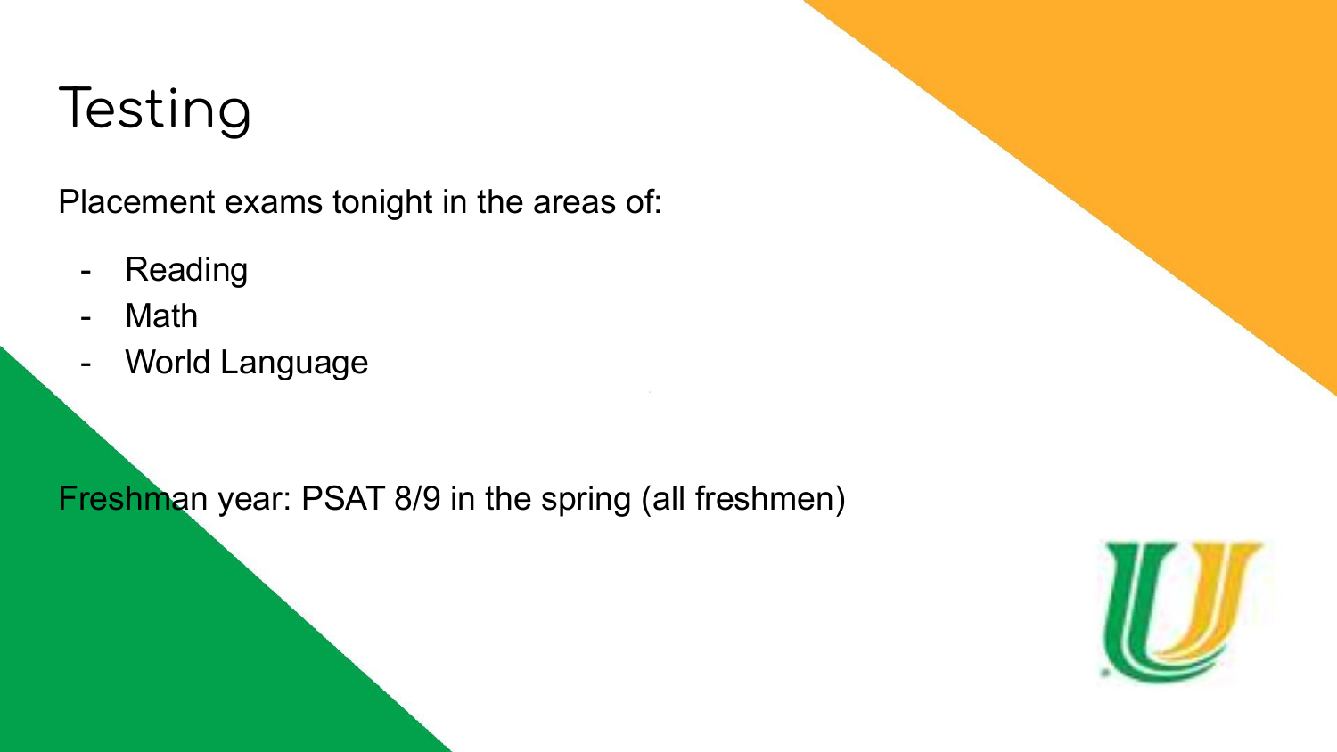# Testing

Placement exams tonight in the areas of:

- Reading
- Math
- World Language

Freshman year: PSAT 8/9 in the spring (all freshmen)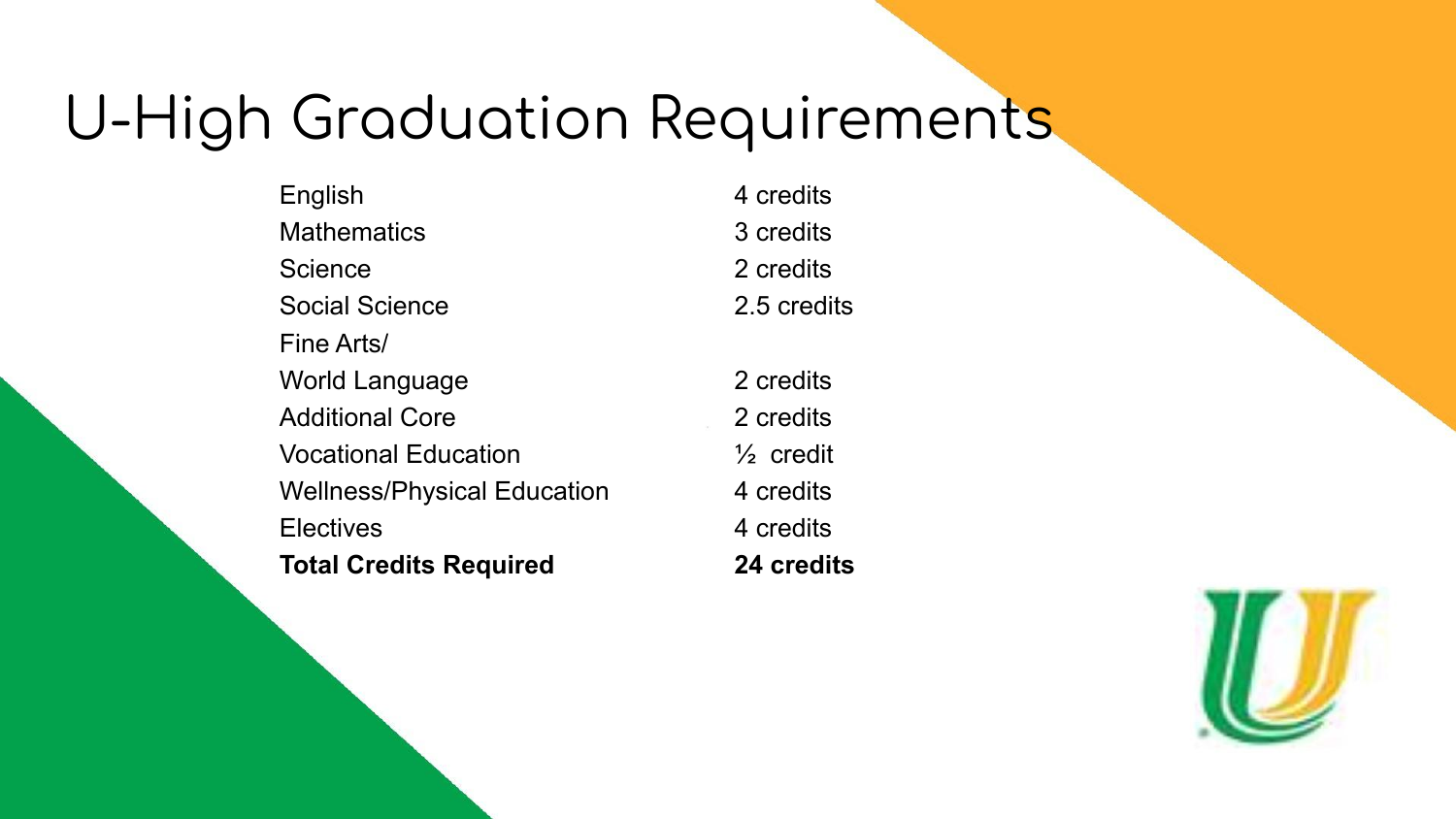# U-High Graduation Requirements

| | |
|---|---|
| English | 4 credits |
| Mathematics | 3 credits |
| Science | 2 credits |
| Social Science | 2.5 credits |
| Fine Arts/ World Language | 2 credits |
| Additional Core | 2 credits |
| Vocational Education | ½ credit |
| Wellness/Physical Education | 4 credits |
| Electives | 4 credits |
| **Total Credits Required** | **24 credits** |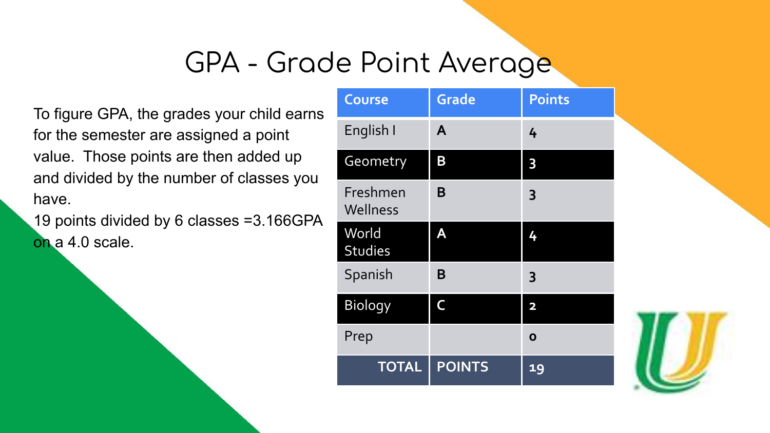# GPA - Grade Point Average

To figure GPA, the grades your child earns for the semester are assigned a point value. Those points are then added up and divided by the number of classes you have.

19 points divided by 6 classes =3.166GPA on a 4.0 scale.

| Course | Grade | Points |
| --- | --- | --- |
| English I | A | 4 |
| Geometry | B | 3 |
| Freshmen Wellness | B | 3 |
| World Studies | A | 4 |
| Spanish | B | 3 |
| Biology | C | 2 |
| Prep | | 0 |
| TOTAL | POINTS | 19 |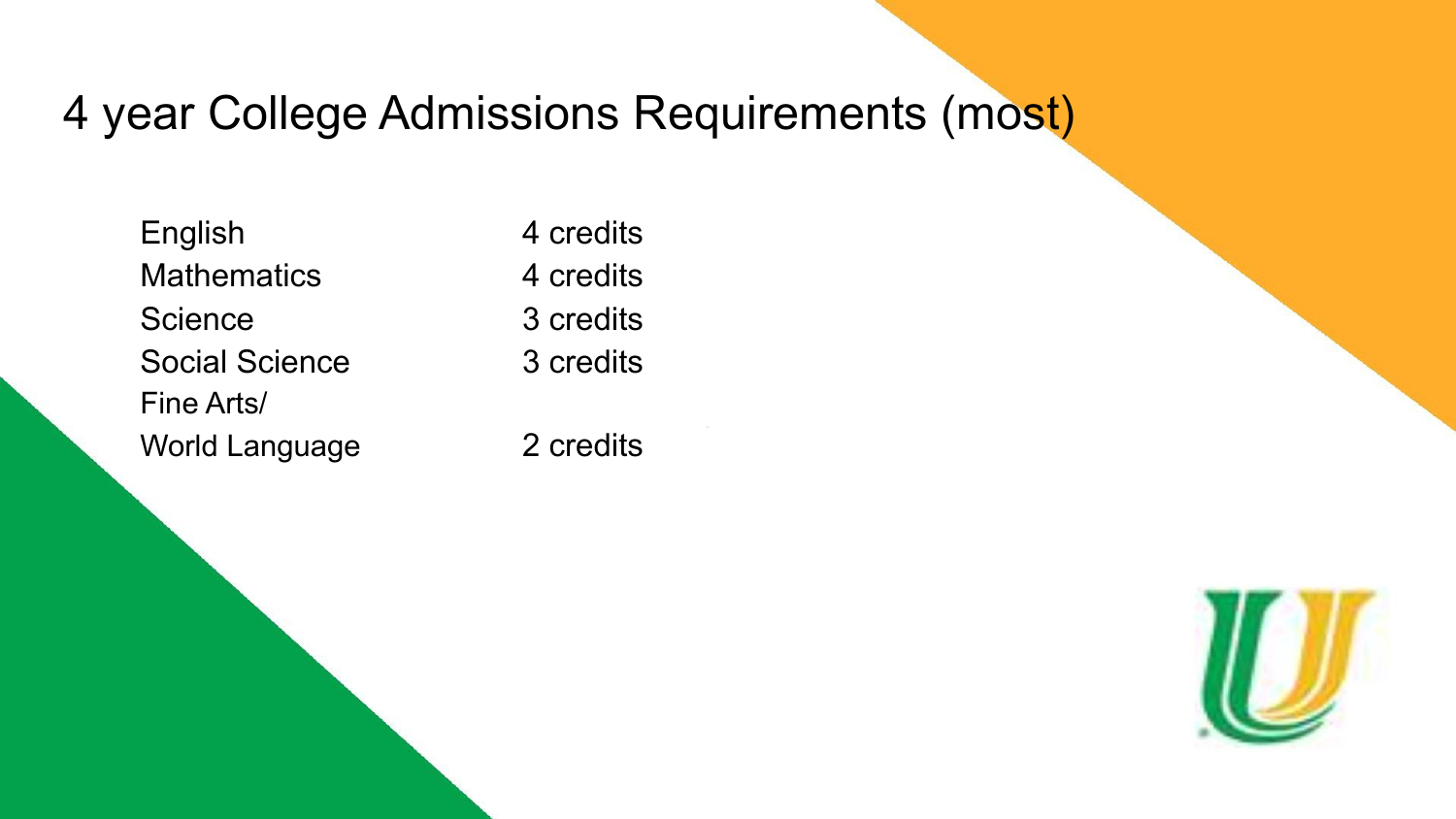# 4 year College Admissions Requirements (most)

| Subject | Credits |
| --- | --- |
| English | 4 credits |
| Mathematics | 4 credits |
| Science | 3 credits |
| Social Science | 3 credits |
| Fine Arts/ World Language | 2 credits |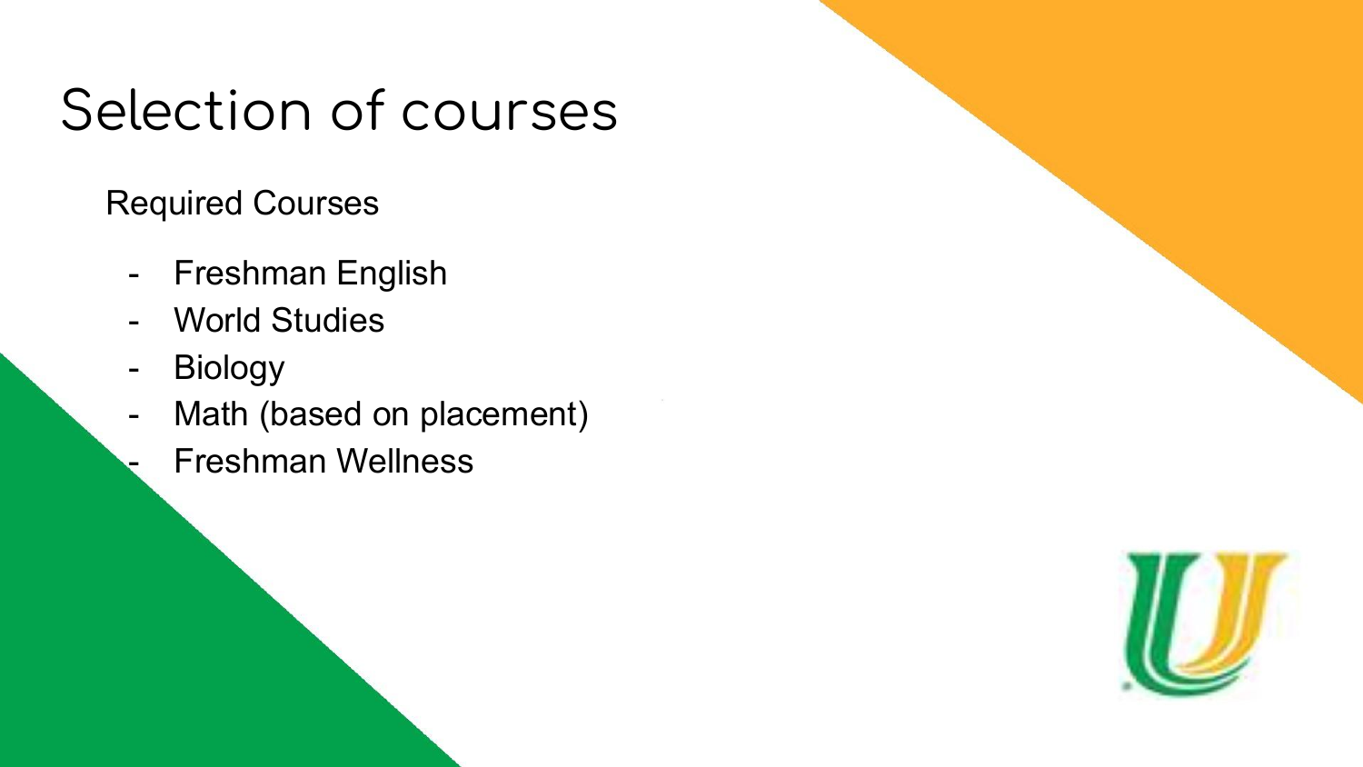# Selection of courses

Required Courses

- Freshman English
- World Studies
- Biology
- Math (based on placement)
- Freshman Wellness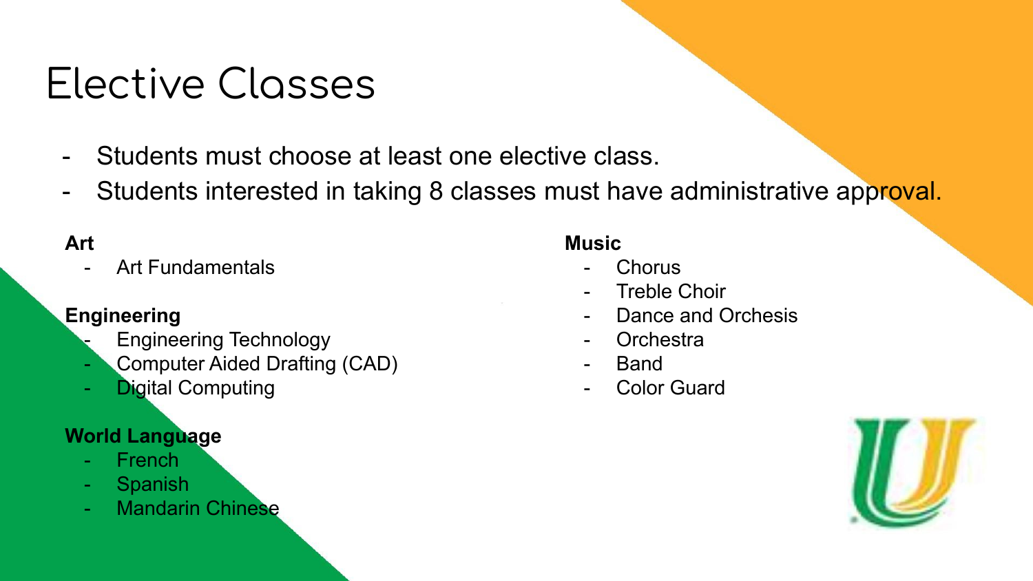# Elective Classes

- Students must choose at least one elective class.
- Students interested in taking 8 classes must have administrative approval.

**Art**

- Art Fundamentals

**Engineering**

- Engineering Technology
- Computer Aided Drafting (CAD)
- Digital Computing

**World Language**

- French
- Spanish
- Mandarin Chinese

**Music**

- Chorus
- Treble Choir
- Dance and Orchesis
- Orchestra
- Band
- Color Guard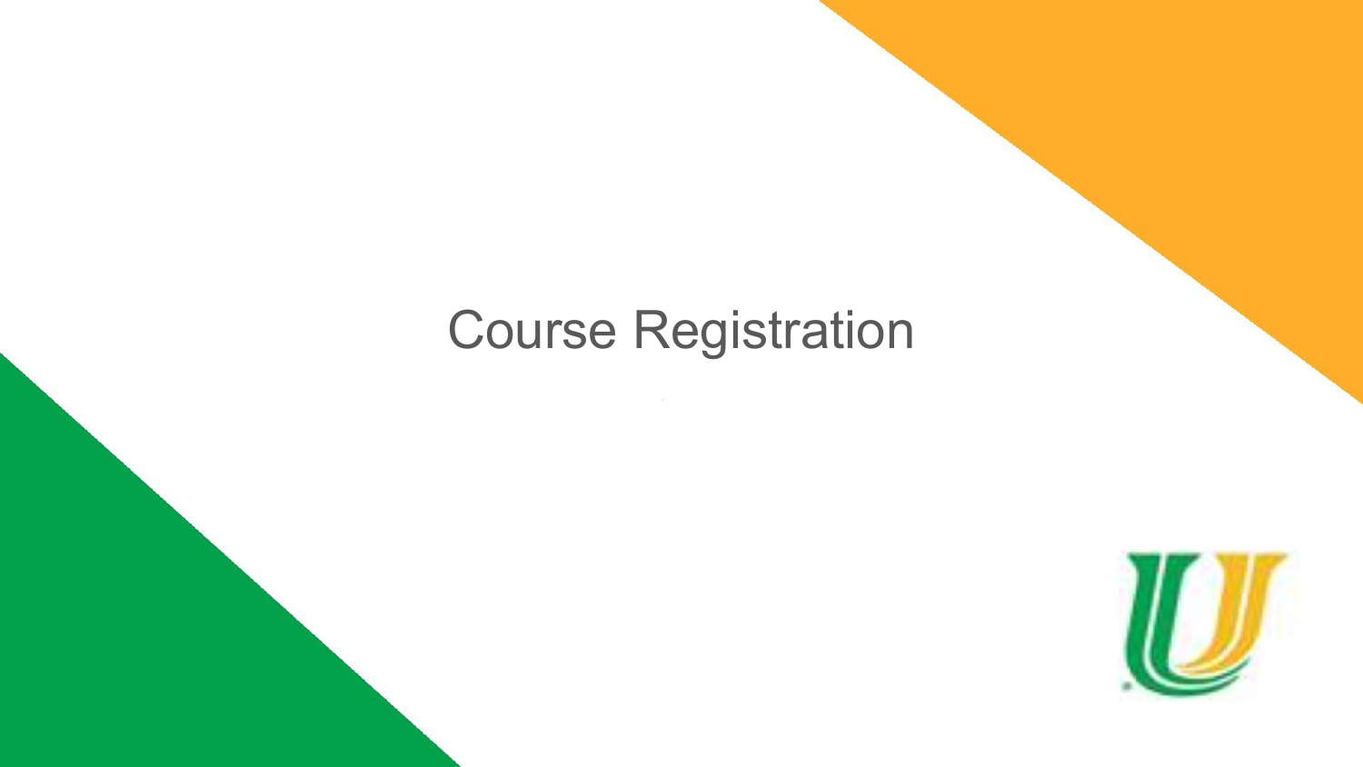# Course Registration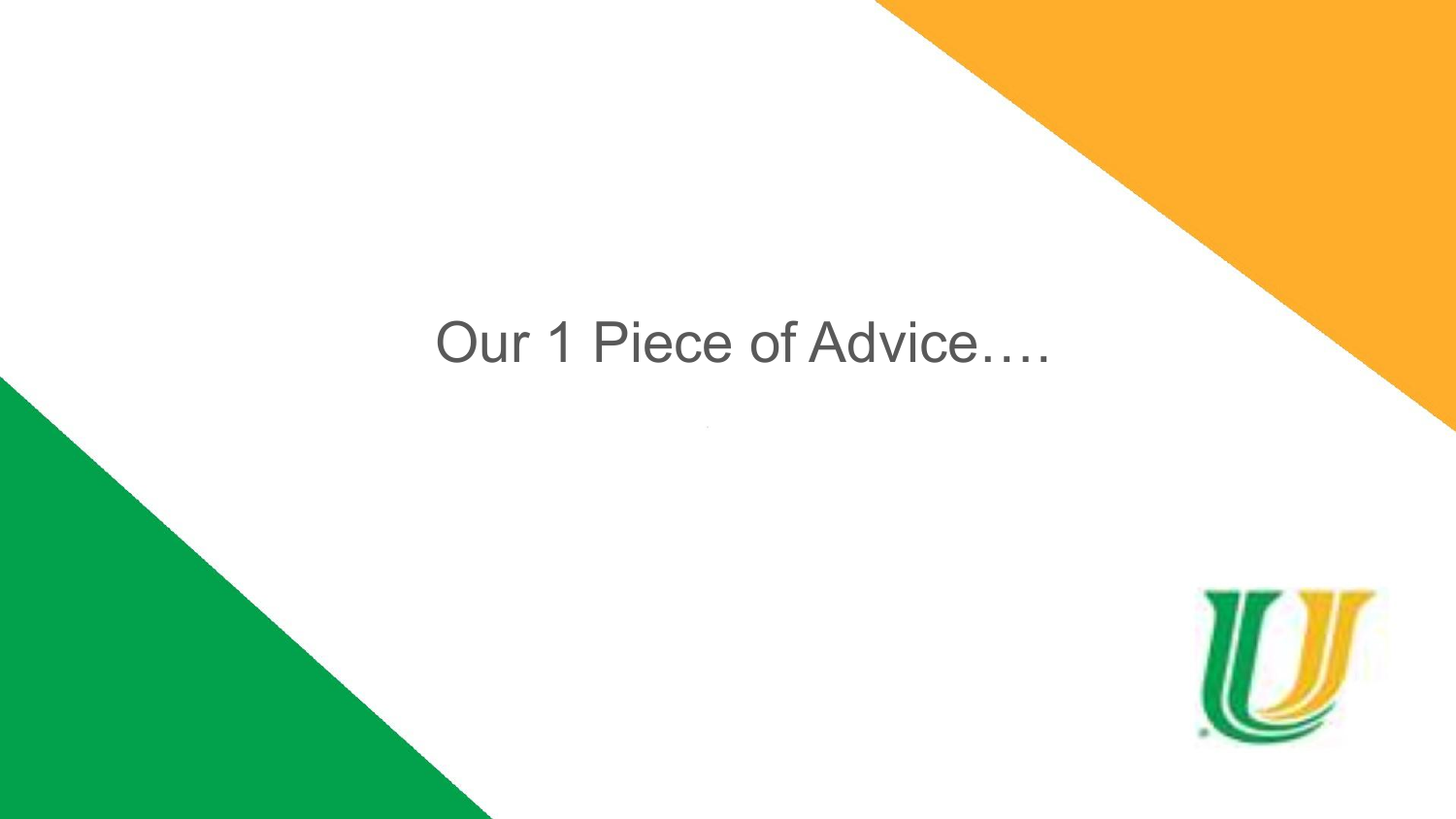# Our 1 Piece of Advice….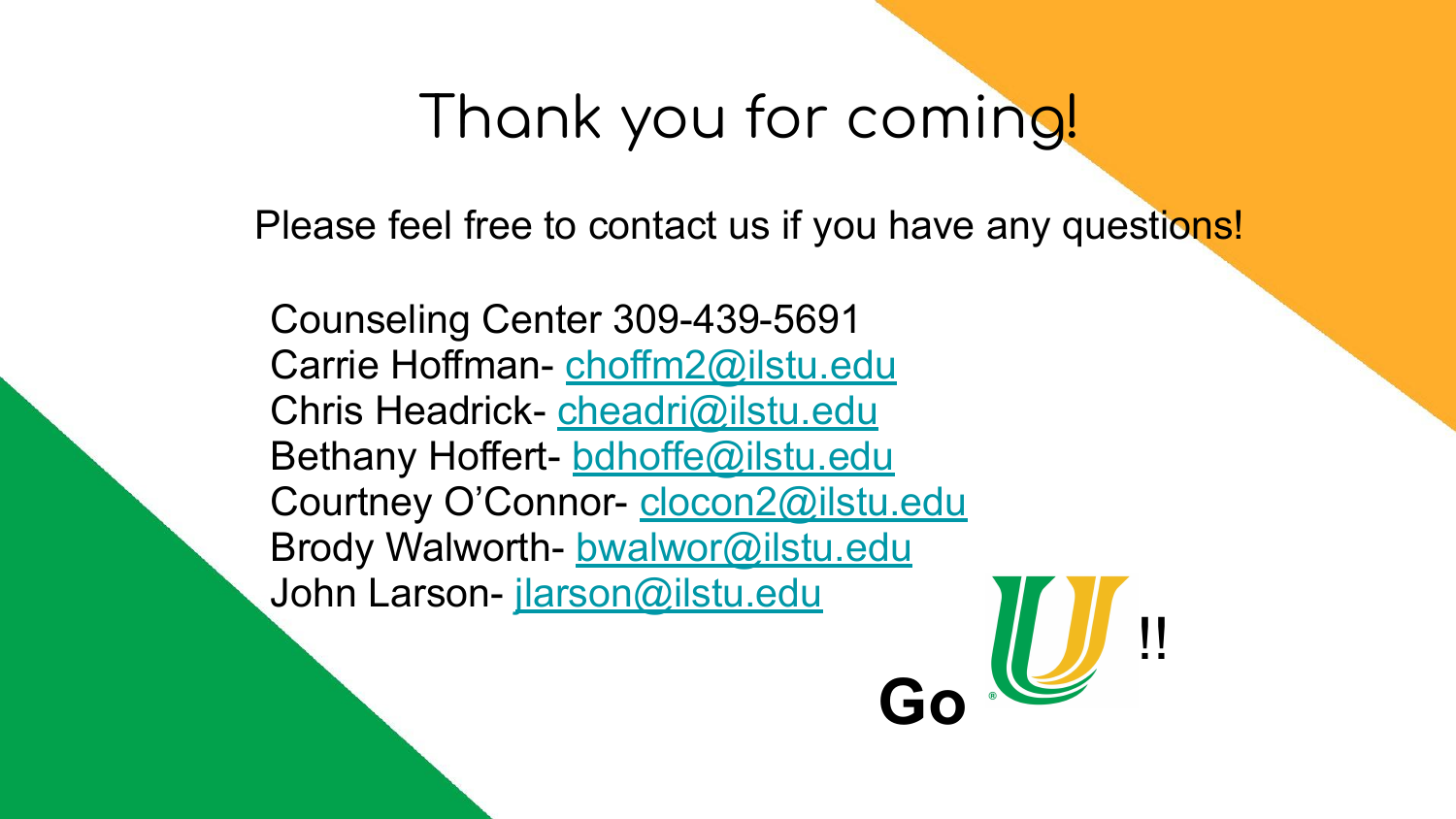# Thank you for coming!

Please feel free to contact us if you have any questions!

Counseling Center 309-439-5691
Carrie Hoffman- choffm2@ilstu.edu
Chris Headrick- cheadri@ilstu.edu
Bethany Hoffert- bdhoffe@ilstu.edu
Courtney O'Connor- clocon2@ilstu.edu
Brody Walworth- bwalwor@ilstu.edu
John Larson- jlarson@ilstu.edu

**Go** U !!